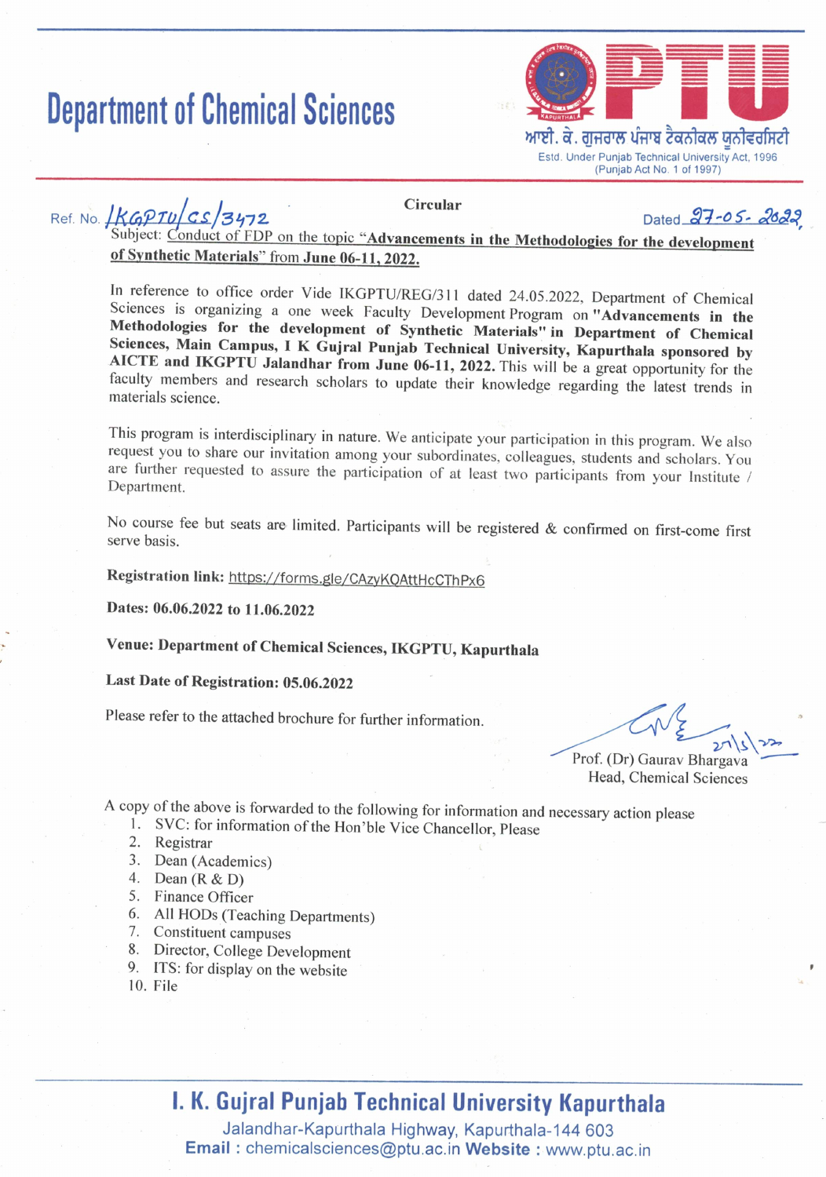# Department of Chemical Sciences

**PTU**

ਆਈ. ਕੇ. ਗੁਜਰਾਲ ਪੰਜਾਬ ਟੈਕਨੀਕਲ ਯੂਨੀਵਰਸਿਟੀ

Estd. Under Punjab Technical University Act, 1996
(Punjab Act No. 1 of 1997)

**Circular**

Ref. No. IKGPTU/CS/3472

Dated 27-05-2022

Subject: Conduct of FDP on the topic "**Advancements in the Methodologies for the development of Synthetic Materials**" from **June 06-11, 2022.**

In reference to office order Vide IKGPTU/REG/311 dated 24.05.2022, Department of Chemical Sciences is organizing a one week Faculty Development Program on **"Advancements in the Methodologies for the development of Synthetic Materials" in Department of Chemical Sciences, Main Campus, I K Gujral Punjab Technical University, Kapurthala sponsored by AICTE and IKGPTU Jalandhar from June 06-11, 2022.** This will be a great opportunity for the faculty members and research scholars to update their knowledge regarding the latest trends in materials science.

This program is interdisciplinary in nature. We anticipate your participation in this program. We also request you to share our invitation among your subordinates, colleagues, students and scholars. You are further requested to assure the participation of at least two participants from your Institute / Department.

No course fee but seats are limited. Participants will be registered & confirmed on first-come first serve basis.

**Registration link:** https://forms.gle/CAzyKQAttHcCThPx6

**Dates: 06.06.2022 to 11.06.2022**

**Venue: Department of Chemical Sciences, IKGPTU, Kapurthala**

**Last Date of Registration: 05.06.2022**

Please refer to the attached brochure for further information.

27/5/22

Prof. (Dr) Gaurav Bhargava
Head, Chemical Sciences

A copy of the above is forwarded to the following for information and necessary action please

1. SVC: for information of the Hon'ble Vice Chancellor, Please
2. Registrar
3. Dean (Academics)
4. Dean (R & D)
5. Finance Officer
6. All HODs (Teaching Departments)
7. Constituent campuses
8. Director, College Development
9. ITS: for display on the website
10. File

**I. K. Gujral Punjab Technical University Kapurthala**

Jalandhar-Kapurthala Highway, Kapurthala-144 603

**Email :** chemicalsciences@ptu.ac.in **Website :** www.ptu.ac.in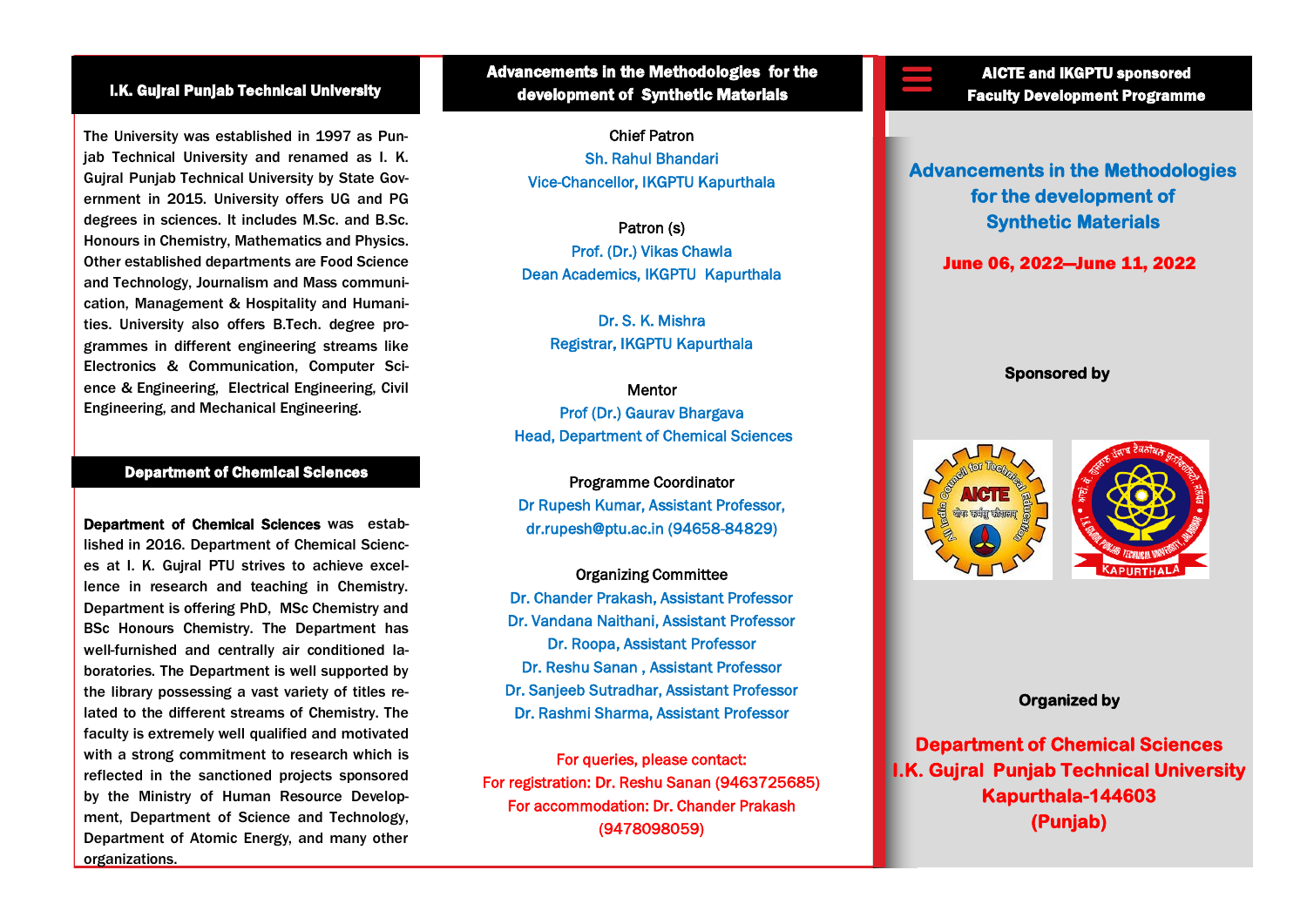## I.K. Gujral Punjab Technical University

The University was established in 1997 as Punjab Technical University and renamed as I. K. Gujral Punjab Technical University by State Government in 2015. University offers UG and PG degrees in sciences. It includes M.Sc. and B.Sc. Honours in Chemistry, Mathematics and Physics. Other established departments are Food Science and Technology, Journalism and Mass communication, Management & Hospitality and Humanities. University also offers B.Tech. degree programmes in different engineering streams like Electronics & Communication, Computer Science & Engineering, Electrical Engineering, Civil Engineering, and Mechanical Engineering.

## Department of Chemical Sciences

**Department of Chemical Sciences** was established in 2016. Department of Chemical Sciences at I. K. Gujral PTU strives to achieve excellence in research and teaching in Chemistry. Department is offering PhD, MSc Chemistry and BSc Honours Chemistry. The Department has well-furnished and centrally air conditioned laboratories. The Department is well supported by the library possessing a vast variety of titles related to the different streams of Chemistry. The faculty is extremely well qualified and motivated with a strong commitment to research which is reflected in the sanctioned projects sponsored by the Ministry of Human Resource Development, Department of Science and Technology, Department of Atomic Energy, and many other organizations.

## Advancements in the Methodologies for the development of Synthetic Materials

Chief Patron
Sh. Rahul Bhandari
Vice-Chancellor, IKGPTU Kapurthala

Patron (s)
Prof. (Dr.) Vikas Chawla
Dean Academics, IKGPTU Kapurthala

Dr. S. K. Mishra
Registrar, IKGPTU Kapurthala

Mentor
Prof (Dr.) Gaurav Bhargava
Head, Department of Chemical Sciences

Programme Coordinator
Dr Rupesh Kumar, Assistant Professor,
dr.rupesh@ptu.ac.in (94658-84829)

Organizing Committee
Dr. Chander Prakash, Assistant Professor
Dr. Vandana Naithani, Assistant Professor
Dr. Roopa, Assistant Professor
Dr. Reshu Sanan , Assistant Professor
Dr. Sanjeeb Sutradhar, Assistant Professor
Dr. Rashmi Sharma, Assistant Professor

For queries, please contact:
For registration: Dr. Reshu Sanan (9463725685)
For accommodation: Dr. Chander Prakash (9478098059)

## AICTE and IKGPTU sponsored Faculty Development Programme

# Advancements in the Methodologies for the development of Synthetic Materials

**June 06, 2022—June 11, 2022**

**Sponsored by**

**Organized by**

**Department of Chemical Sciences**
**I.K. Gujral Punjab Technical University**
**Kapurthala-144603**
**(Punjab)**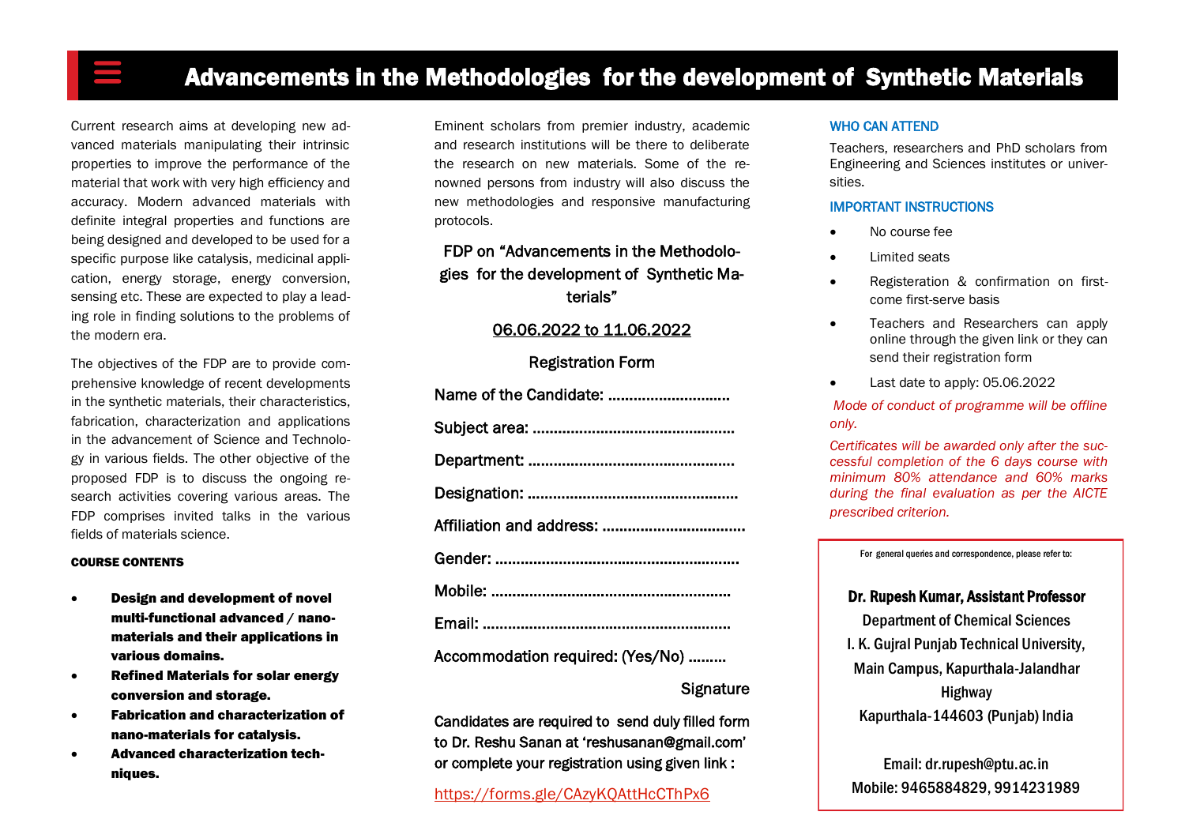# Advancements in the Methodologies for the development of Synthetic Materials

Current research aims at developing new advanced materials manipulating their intrinsic properties to improve the performance of the material that work with very high efficiency and accuracy. Modern advanced materials with definite integral properties and functions are being designed and developed to be used for a specific purpose like catalysis, medicinal application, energy storage, energy conversion, sensing etc. These are expected to play a leading role in finding solutions to the problems of the modern era.

The objectives of the FDP are to provide comprehensive knowledge of recent developments in the synthetic materials, their characteristics, fabrication, characterization and applications in the advancement of Science and Technology in various fields. The other objective of the proposed FDP is to discuss the ongoing research activities covering various areas. The FDP comprises invited talks in the various fields of materials science.

### COURSE CONTENTS

- **Design and development of novel multi-functional advanced / nano-materials and their applications in various domains.**
- **Refined Materials for solar energy conversion and storage.**
- **Fabrication and characterization of nano-materials for catalysis.**
- **Advanced characterization techniques.**

Eminent scholars from premier industry, academic and research institutions will be there to deliberate the research on new materials. Some of the renowned persons from industry will also discuss the new methodologies and responsive manufacturing protocols.

FDP on "Advancements in the Methodologies for the development of Synthetic Materials"

06.06.2022 to 11.06.2022

Registration Form

Name of the Candidate: ..............................

Subject area: .................................................

Department: ..................................................

Designation: ...................................................

Affiliation and address: ..................................

Gender: ..........................................................

Mobile: .........................................................

Email: ............................................................

Accommodation required: (Yes/No) .........

Signature

Candidates are required to send duly filled form to Dr. Reshu Sanan at 'reshusanan@gmail.com' or complete your registration using given link :

https://forms.gle/CAzyKQAttHcCThPx6

### WHO CAN ATTEND

Teachers, researchers and PhD scholars from Engineering and Sciences institutes or universities.

### IMPORTANT INSTRUCTIONS

- No course fee
- Limited seats
- Registeration & confirmation on first-come first-serve basis
- Teachers and Researchers can apply online through the given link or they can send their registration form
- Last date to apply: 05.06.2022

*Mode of conduct of programme will be offline only.*

*Certificates will be awarded only after the successful completion of the 6 days course with minimum 80% attendance and 60% marks during the final evaluation as per the AICTE prescribed criterion.*

For general queries and correspondence, please refer to:

**Dr. Rupesh Kumar, Assistant Professor**
Department of Chemical Sciences
I. K. Gujral Punjab Technical University,
Main Campus, Kapurthala-Jalandhar Highway
Kapurthala-144603 (Punjab) India

Email: dr.rupesh@ptu.ac.in
Mobile: 9465884829, 9914231989